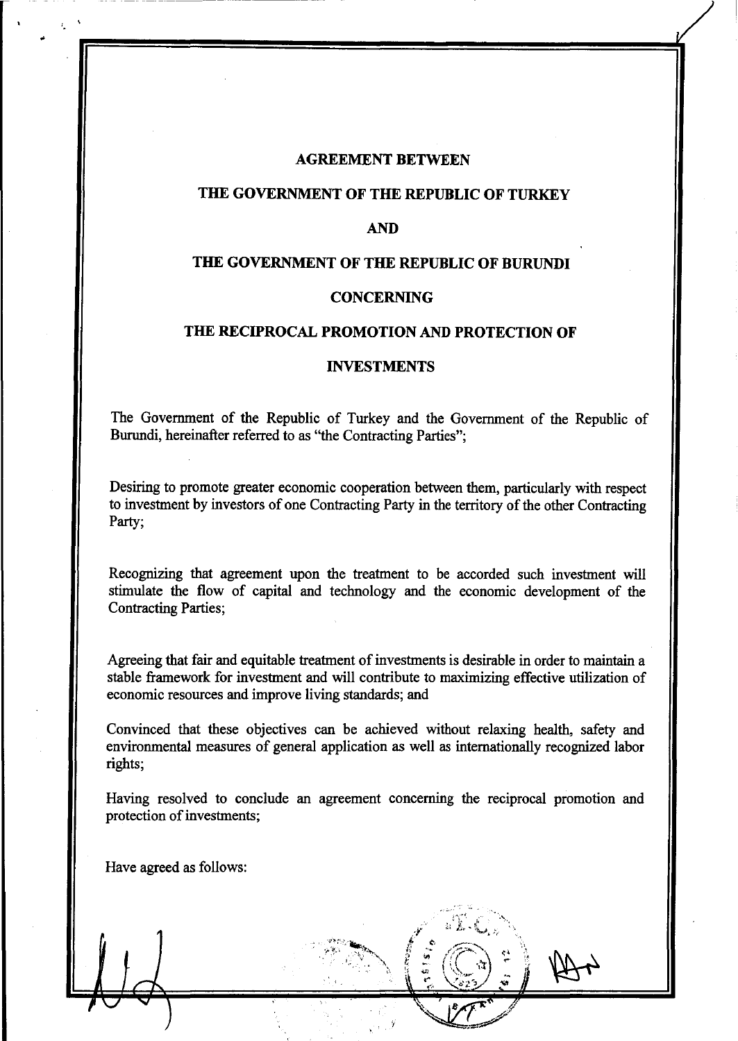# AGREEMENT BETWEEN

# THE GOVERNMENT OF THE REPUBLIC OF TURKEY

# AND

# THE GOVERNMENT OF THE REPUBLIC OF BURUNDI

# CONCERNING

# THE RECIPROCAL PROMOTION AND PROTECTION OF INVESTMENTS

The Government of the Republic of Turkey and the Government of the Republic of Burundi, hereinafter referred to as "the Contracting Parties";

Desiring to promote greater economic cooperation between them, particularly with respect to investment by investors of one Contracting Party in the territory of the other Contracting Party;

Recognizing that agreement upon the treatment to be accorded such investment will stimulate the flow of capital and technology and the economic development of the Contracting Parties;

Agreeing that fair and equitable treatment of investments is desirable in order to maintain a stable framework for investment and will contribute to maximizing effective utilization of economic resources and improve living standards; and

Convinced that these objectives can be achieved without relaxing health, safety and environmental measures of general application as well as internationally recognized labor rights;

Having resolved to conclude an agreement concerning the reciprocal promotion and protection of investments;

Have agreed as follows: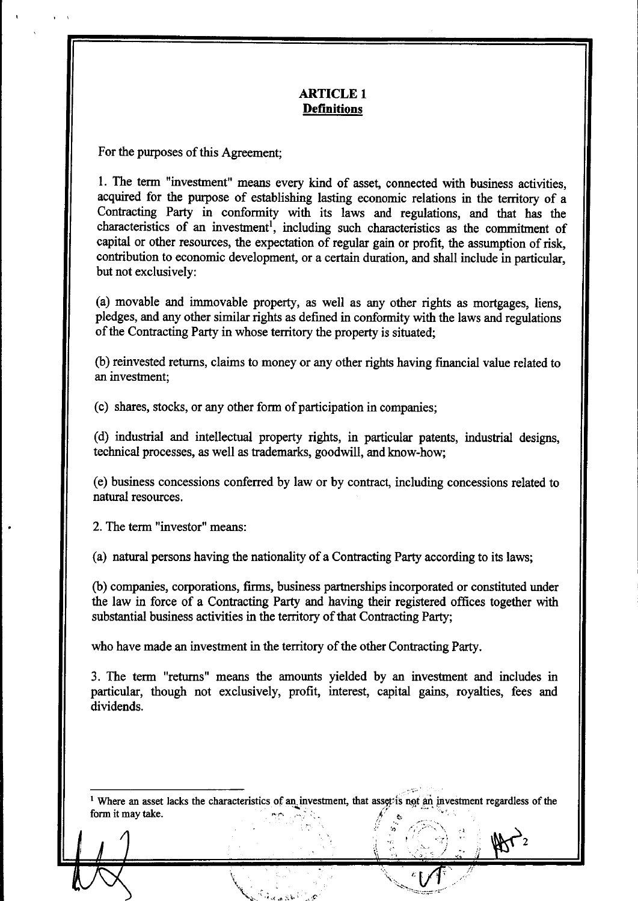## ARTICLE 1
**Definitions**

For the purposes of this Agreement;

1. The term "investment" means every kind of asset, connected with business activities, acquired for the purpose of establishing lasting economic relations in the territory of a Contracting Party in conformity with its laws and regulations, and that has the characteristics of an investment[1], including such characteristics as the commitment of capital or other resources, the expectation of regular gain or profit, the assumption of risk, contribution to economic development, or a certain duration, and shall include in particular, but not exclusively:

(a) movable and immovable property, as well as any other rights as mortgages, liens, pledges, and any other similar rights as defined in conformity with the laws and regulations of the Contracting Party in whose territory the property is situated;

(b) reinvested returns, claims to money or any other rights having financial value related to an investment;

(c) shares, stocks, or any other form of participation in companies;

(d) industrial and intellectual property rights, in particular patents, industrial designs, technical processes, as well as trademarks, goodwill, and know-how;

(e) business concessions conferred by law or by contract, including concessions related to natural resources.

2. The term "investor" means:

(a) natural persons having the nationality of a Contracting Party according to its laws;

(b) companies, corporations, firms, business partnerships incorporated or constituted under the law in force of a Contracting Party and having their registered offices together with substantial business activities in the territory of that Contracting Party;

who have made an investment in the territory of the other Contracting Party.

3. The term "returns" means the amounts yielded by an investment and includes in particular, though not exclusively, profit, interest, capital gains, royalties, fees and dividends.

---

[1] Where an asset lacks the characteristics of an investment, that asset is not an investment regardless of the form it may take.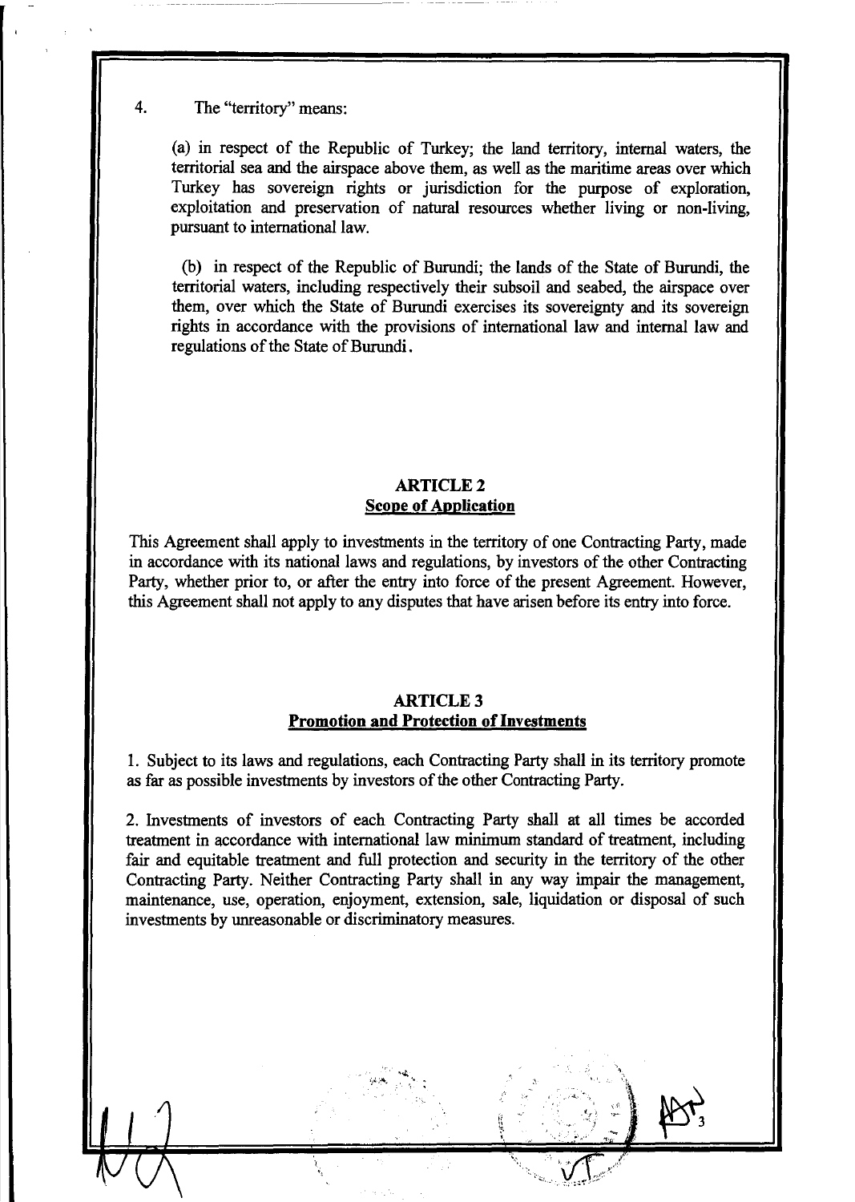4. The "territory" means:

(a) in respect of the Republic of Turkey; the land territory, internal waters, the territorial sea and the airspace above them, as well as the maritime areas over which Turkey has sovereign rights or jurisdiction for the purpose of exploration, exploitation and preservation of natural resources whether living or non-living, pursuant to international law.

(b) in respect of the Republic of Burundi; the lands of the State of Burundi, the territorial waters, including respectively their subsoil and seabed, the airspace over them, over which the State of Burundi exercises its sovereignty and its sovereign rights in accordance with the provisions of international law and internal law and regulations of the State of Burundi.

## ARTICLE 2
**Scope of Application**

This Agreement shall apply to investments in the territory of one Contracting Party, made in accordance with its national laws and regulations, by investors of the other Contracting Party, whether prior to, or after the entry into force of the present Agreement. However, this Agreement shall not apply to any disputes that have arisen before its entry into force.

## ARTICLE 3
**Promotion and Protection of Investments**

1. Subject to its laws and regulations, each Contracting Party shall in its territory promote as far as possible investments by investors of the other Contracting Party.

2. Investments of investors of each Contracting Party shall at all times be accorded treatment in accordance with international law minimum standard of treatment, including fair and equitable treatment and full protection and security in the territory of the other Contracting Party. Neither Contracting Party shall in any way impair the management, maintenance, use, operation, enjoyment, extension, sale, liquidation or disposal of such investments by unreasonable or discriminatory measures.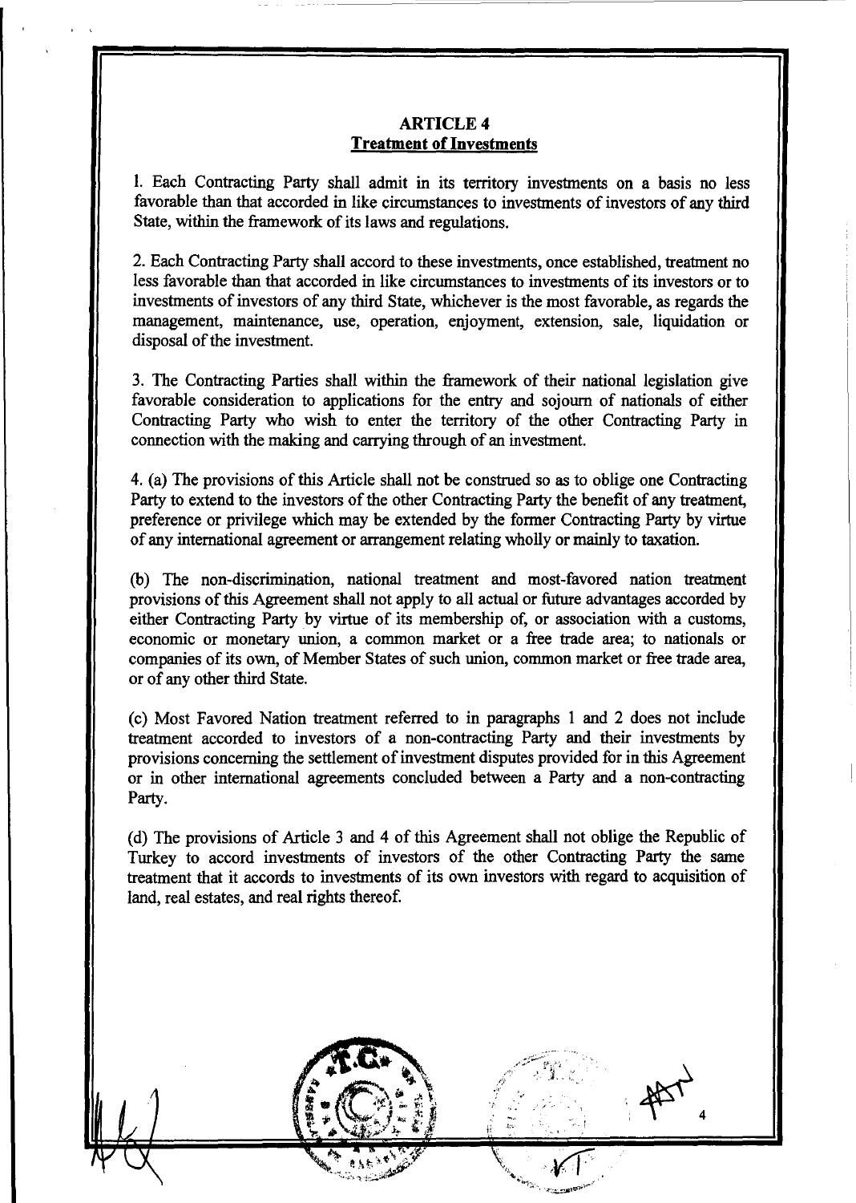## ARTICLE 4
### Treatment of Investments

1. Each Contracting Party shall admit in its territory investments on a basis no less favorable than that accorded in like circumstances to investments of investors of any third State, within the framework of its laws and regulations.

2. Each Contracting Party shall accord to these investments, once established, treatment no less favorable than that accorded in like circumstances to investments of its investors or to investments of investors of any third State, whichever is the most favorable, as regards the management, maintenance, use, operation, enjoyment, extension, sale, liquidation or disposal of the investment.

3. The Contracting Parties shall within the framework of their national legislation give favorable consideration to applications for the entry and sojourn of nationals of either Contracting Party who wish to enter the territory of the other Contracting Party in connection with the making and carrying through of an investment.

4. (a) The provisions of this Article shall not be construed so as to oblige one Contracting Party to extend to the investors of the other Contracting Party the benefit of any treatment, preference or privilege which may be extended by the former Contracting Party by virtue of any international agreement or arrangement relating wholly or mainly to taxation.

(b) The non-discrimination, national treatment and most-favored nation treatment provisions of this Agreement shall not apply to all actual or future advantages accorded by either Contracting Party by virtue of its membership of, or association with a customs, economic or monetary union, a common market or a free trade area; to nationals or companies of its own, of Member States of such union, common market or free trade area, or of any other third State.

(c) Most Favored Nation treatment referred to in paragraphs 1 and 2 does not include treatment accorded to investors of a non-contracting Party and their investments by provisions concerning the settlement of investment disputes provided for in this Agreement or in other international agreements concluded between a Party and a non-contracting Party.

(d) The provisions of Article 3 and 4 of this Agreement shall not oblige the Republic of Turkey to accord investments of investors of the other Contracting Party the same treatment that it accords to investments of its own investors with regard to acquisition of land, real estates, and real rights thereof.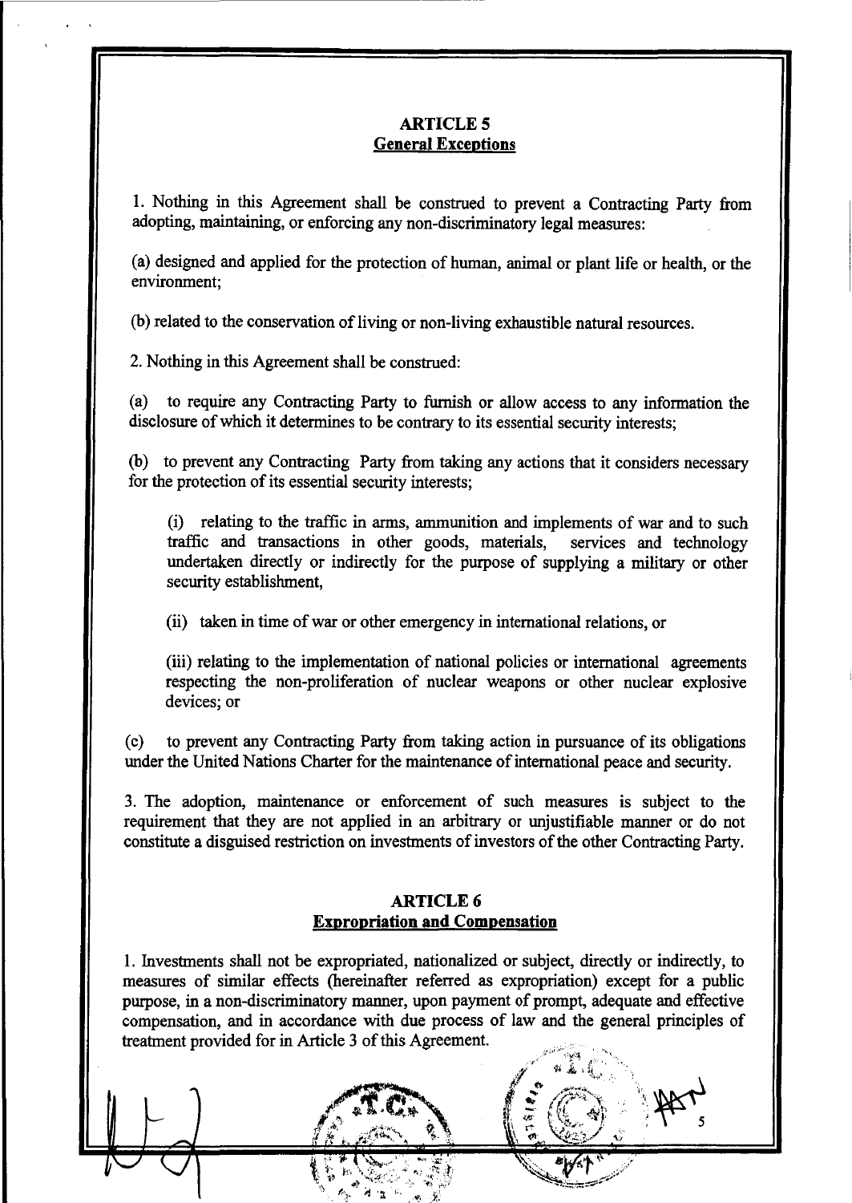## ARTICLE 5
### General Exceptions

1. Nothing in this Agreement shall be construed to prevent a Contracting Party from adopting, maintaining, or enforcing any non-discriminatory legal measures:

(a) designed and applied for the protection of human, animal or plant life or health, or the environment;

(b) related to the conservation of living or non-living exhaustible natural resources.

2. Nothing in this Agreement shall be construed:

(a) to require any Contracting Party to furnish or allow access to any information the disclosure of which it determines to be contrary to its essential security interests;

(b) to prevent any Contracting Party from taking any actions that it considers necessary for the protection of its essential security interests;

(i) relating to the traffic in arms, ammunition and implements of war and to such traffic and transactions in other goods, materials, services and technology undertaken directly or indirectly for the purpose of supplying a military or other security establishment,

(ii) taken in time of war or other emergency in international relations, or

(iii) relating to the implementation of national policies or international agreements respecting the non-proliferation of nuclear weapons or other nuclear explosive devices; or

(c) to prevent any Contracting Party from taking action in pursuance of its obligations under the United Nations Charter for the maintenance of international peace and security.

3. The adoption, maintenance or enforcement of such measures is subject to the requirement that they are not applied in an arbitrary or unjustifiable manner or do not constitute a disguised restriction on investments of investors of the other Contracting Party.

## ARTICLE 6
### Expropriation and Compensation

1. Investments shall not be expropriated, nationalized or subject, directly or indirectly, to measures of similar effects (hereinafter referred as expropriation) except for a public purpose, in a non-discriminatory manner, upon payment of prompt, adequate and effective compensation, and in accordance with due process of law and the general principles of treatment provided for in Article 3 of this Agreement.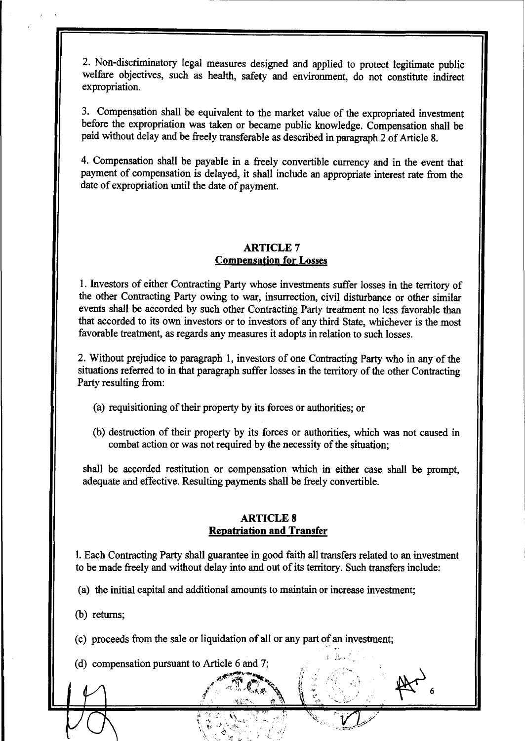2. Non-discriminatory legal measures designed and applied to protect legitimate public welfare objectives, such as health, safety and environment, do not constitute indirect expropriation.

3. Compensation shall be equivalent to the market value of the expropriated investment before the expropriation was taken or became public knowledge. Compensation shall be paid without delay and be freely transferable as described in paragraph 2 of Article 8.

4. Compensation shall be payable in a freely convertible currency and in the event that payment of compensation is delayed, it shall include an appropriate interest rate from the date of expropriation until the date of payment.

## ARTICLE 7
## Compensation for Losses

1. Investors of either Contracting Party whose investments suffer losses in the territory of the other Contracting Party owing to war, insurrection, civil disturbance or other similar events shall be accorded by such other Contracting Party treatment no less favorable than that accorded to its own investors or to investors of any third State, whichever is the most favorable treatment, as regards any measures it adopts in relation to such losses.

2. Without prejudice to paragraph 1, investors of one Contracting Party who in any of the situations referred to in that paragraph suffer losses in the territory of the other Contracting Party resulting from:

(a) requisitioning of their property by its forces or authorities; or

(b) destruction of their property by its forces or authorities, which was not caused in combat action or was not required by the necessity of the situation;

shall be accorded restitution or compensation which in either case shall be prompt, adequate and effective. Resulting payments shall be freely convertible.

## ARTICLE 8
## Repatriation and Transfer

1. Each Contracting Party shall guarantee in good faith all transfers related to an investment to be made freely and without delay into and out of its territory. Such transfers include:

(a) the initial capital and additional amounts to maintain or increase investment;

(b) returns;

(c) proceeds from the sale or liquidation of all or any part of an investment;

(d) compensation pursuant to Article 6 and 7;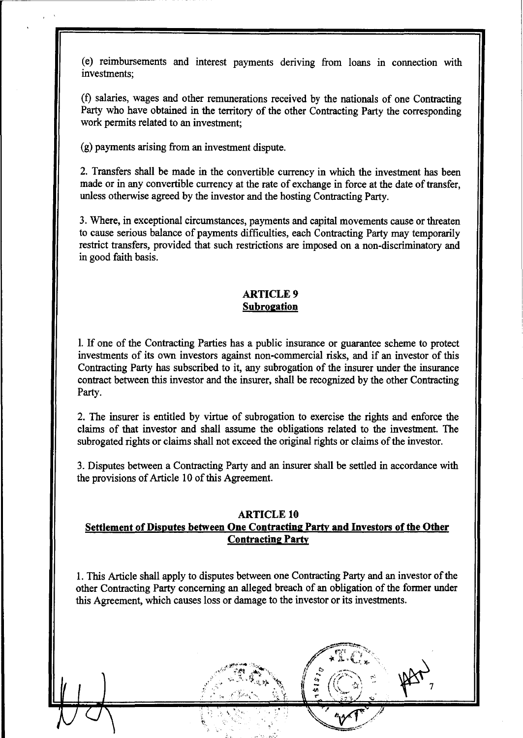(e) reimbursements and interest payments deriving from loans in connection with investments;

(f) salaries, wages and other remunerations received by the nationals of one Contracting Party who have obtained in the territory of the other Contracting Party the corresponding work permits related to an investment;

(g) payments arising from an investment dispute.

2. Transfers shall be made in the convertible currency in which the investment has been made or in any convertible currency at the rate of exchange in force at the date of transfer, unless otherwise agreed by the investor and the hosting Contracting Party.

3. Where, in exceptional circumstances, payments and capital movements cause or threaten to cause serious balance of payments difficulties, each Contracting Party may temporarily restrict transfers, provided that such restrictions are imposed on a non-discriminatory and in good faith basis.

## ARTICLE 9
## Subrogation

1. If one of the Contracting Parties has a public insurance or guarantee scheme to protect investments of its own investors against non-commercial risks, and if an investor of this Contracting Party has subscribed to it, any subrogation of the insurer under the insurance contract between this investor and the insurer, shall be recognized by the other Contracting Party.

2. The insurer is entitled by virtue of subrogation to exercise the rights and enforce the claims of that investor and shall assume the obligations related to the investment. The subrogated rights or claims shall not exceed the original rights or claims of the investor.

3. Disputes between a Contracting Party and an insurer shall be settled in accordance with the provisions of Article 10 of this Agreement.

## ARTICLE 10
## Settlement of Disputes between One Contracting Party and Investors of the Other Contracting Party

1. This Article shall apply to disputes between one Contracting Party and an investor of the other Contracting Party concerning an alleged breach of an obligation of the former under this Agreement, which causes loss or damage to the investor or its investments.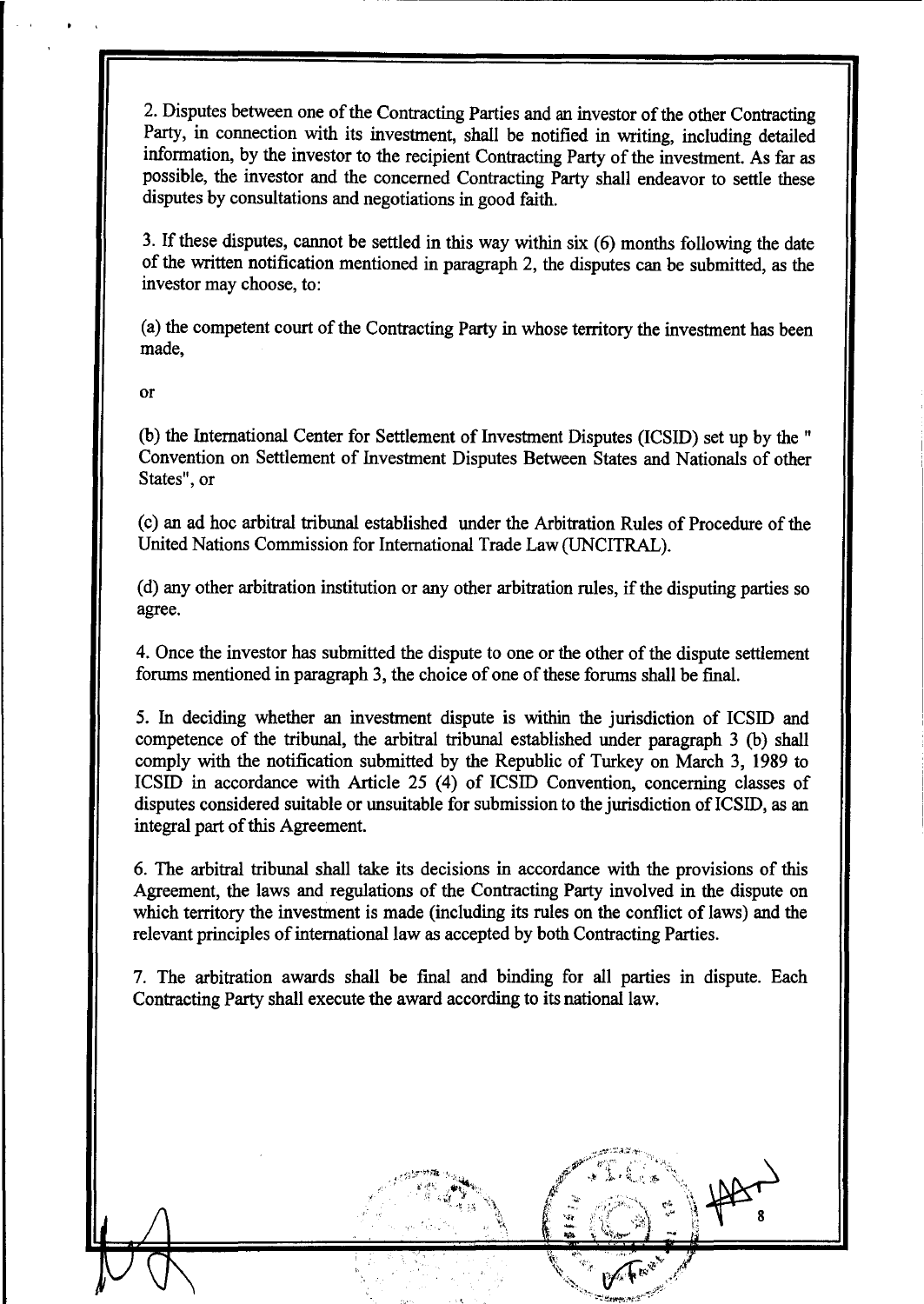2. Disputes between one of the Contracting Parties and an investor of the other Contracting Party, in connection with its investment, shall be notified in writing, including detailed information, by the investor to the recipient Contracting Party of the investment. As far as possible, the investor and the concerned Contracting Party shall endeavor to settle these disputes by consultations and negotiations in good faith.

3. If these disputes, cannot be settled in this way within six (6) months following the date of the written notification mentioned in paragraph 2, the disputes can be submitted, as the investor may choose, to:

(a) the competent court of the Contracting Party in whose territory the investment has been made,

or

(b) the International Center for Settlement of Investment Disputes (ICSID) set up by the " Convention on Settlement of Investment Disputes Between States and Nationals of other States", or

(c) an ad hoc arbitral tribunal established under the Arbitration Rules of Procedure of the United Nations Commission for International Trade Law (UNCITRAL).

(d) any other arbitration institution or any other arbitration rules, if the disputing parties so agree.

4. Once the investor has submitted the dispute to one or the other of the dispute settlement forums mentioned in paragraph 3, the choice of one of these forums shall be final.

5. In deciding whether an investment dispute is within the jurisdiction of ICSID and competence of the tribunal, the arbitral tribunal established under paragraph 3 (b) shall comply with the notification submitted by the Republic of Turkey on March 3, 1989 to ICSID in accordance with Article 25 (4) of ICSID Convention, concerning classes of disputes considered suitable or unsuitable for submission to the jurisdiction of ICSID, as an integral part of this Agreement.

6. The arbitral tribunal shall take its decisions in accordance with the provisions of this Agreement, the laws and regulations of the Contracting Party involved in the dispute on which territory the investment is made (including its rules on the conflict of laws) and the relevant principles of international law as accepted by both Contracting Parties.

7. The arbitration awards shall be final and binding for all parties in dispute. Each Contracting Party shall execute the award according to its national law.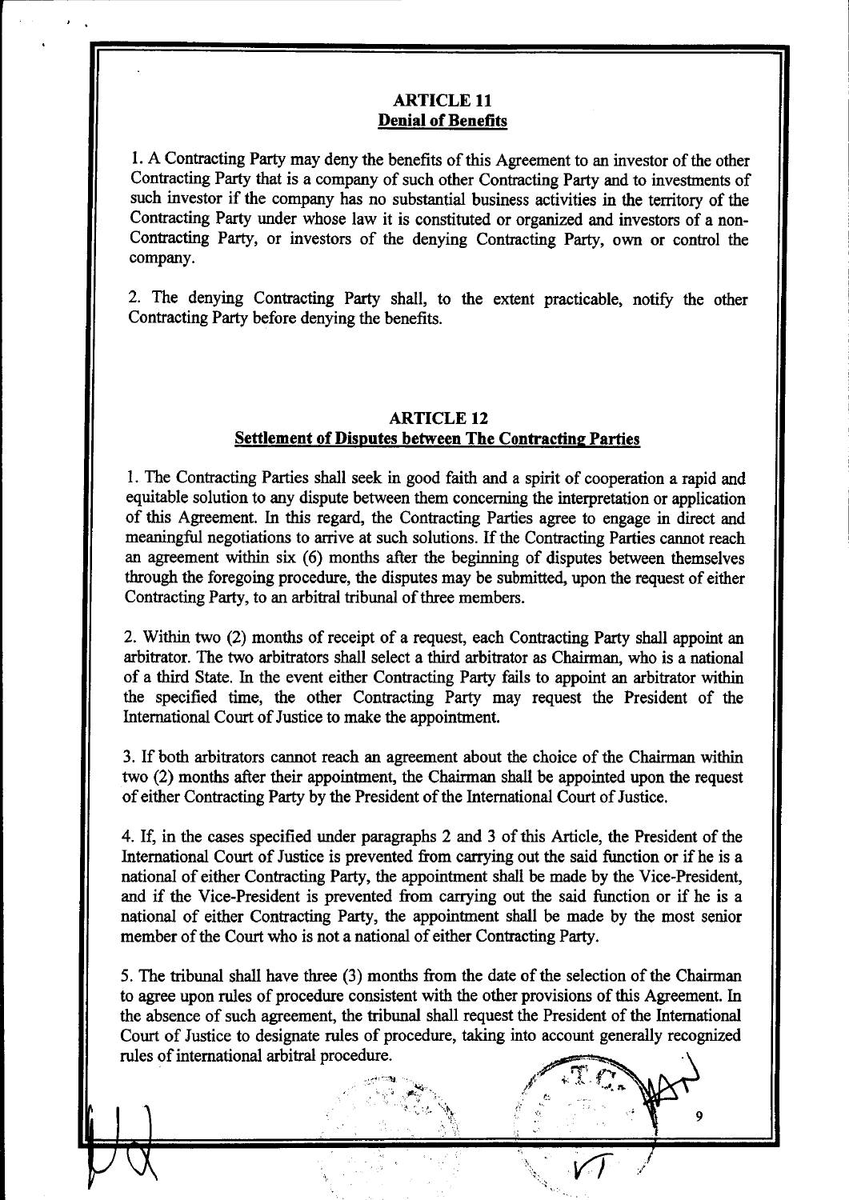## ARTICLE 11
## Denial of Benefits

1. A Contracting Party may deny the benefits of this Agreement to an investor of the other Contracting Party that is a company of such other Contracting Party and to investments of such investor if the company has no substantial business activities in the territory of the Contracting Party under whose law it is constituted or organized and investors of a non-Contracting Party, or investors of the denying Contracting Party, own or control the company.

2. The denying Contracting Party shall, to the extent practicable, notify the other Contracting Party before denying the benefits.

## ARTICLE 12
## Settlement of Disputes between The Contracting Parties

1. The Contracting Parties shall seek in good faith and a spirit of cooperation a rapid and equitable solution to any dispute between them concerning the interpretation or application of this Agreement. In this regard, the Contracting Parties agree to engage in direct and meaningful negotiations to arrive at such solutions. If the Contracting Parties cannot reach an agreement within six (6) months after the beginning of disputes between themselves through the foregoing procedure, the disputes may be submitted, upon the request of either Contracting Party, to an arbitral tribunal of three members.

2. Within two (2) months of receipt of a request, each Contracting Party shall appoint an arbitrator. The two arbitrators shall select a third arbitrator as Chairman, who is a national of a third State. In the event either Contracting Party fails to appoint an arbitrator within the specified time, the other Contracting Party may request the President of the International Court of Justice to make the appointment.

3. If both arbitrators cannot reach an agreement about the choice of the Chairman within two (2) months after their appointment, the Chairman shall be appointed upon the request of either Contracting Party by the President of the International Court of Justice.

4. If, in the cases specified under paragraphs 2 and 3 of this Article, the President of the International Court of Justice is prevented from carrying out the said function or if he is a national of either Contracting Party, the appointment shall be made by the Vice-President, and if the Vice-President is prevented from carrying out the said function or if he is a national of either Contracting Party, the appointment shall be made by the most senior member of the Court who is not a national of either Contracting Party.

5. The tribunal shall have three (3) months from the date of the selection of the Chairman to agree upon rules of procedure consistent with the other provisions of this Agreement. In the absence of such agreement, the tribunal shall request the President of the International Court of Justice to designate rules of procedure, taking into account generally recognized rules of international arbitral procedure.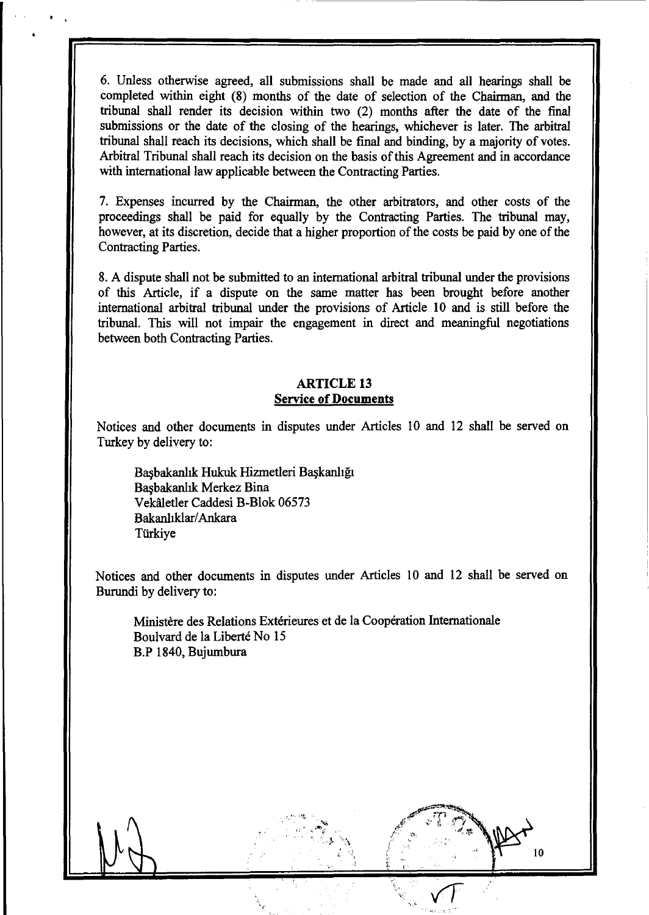6. Unless otherwise agreed, all submissions shall be made and all hearings shall be completed within eight (8) months of the date of selection of the Chairman, and the tribunal shall render its decision within two (2) months after the date of the final submissions or the date of the closing of the hearings, whichever is later. The arbitral tribunal shall reach its decisions, which shall be final and binding, by a majority of votes. Arbitral Tribunal shall reach its decision on the basis of this Agreement and in accordance with international law applicable between the Contracting Parties.

7. Expenses incurred by the Chairman, the other arbitrators, and other costs of the proceedings shall be paid for equally by the Contracting Parties. The tribunal may, however, at its discretion, decide that a higher proportion of the costs be paid by one of the Contracting Parties.

8. A dispute shall not be submitted to an international arbitral tribunal under the provisions of this Article, if a dispute on the same matter has been brought before another international arbitral tribunal under the provisions of Article 10 and is still before the tribunal. This will not impair the engagement in direct and meaningful negotiations between both Contracting Parties.

## ARTICLE 13
**Service of Documents**

Notices and other documents in disputes under Articles 10 and 12 shall be served on Turkey by delivery to:

Başbakanlık Hukuk Hizmetleri Başkanlığı
Başbakanlık Merkez Bina
Vekâletler Caddesi B-Blok 06573
Bakanlıklar/Ankara
Türkiye

Notices and other documents in disputes under Articles 10 and 12 shall be served on Burundi by delivery to:

Ministère des Relations Extérieures et de la Coopération Internationale
Boulvard de la Liberté No 15
B.P 1840, Bujumbura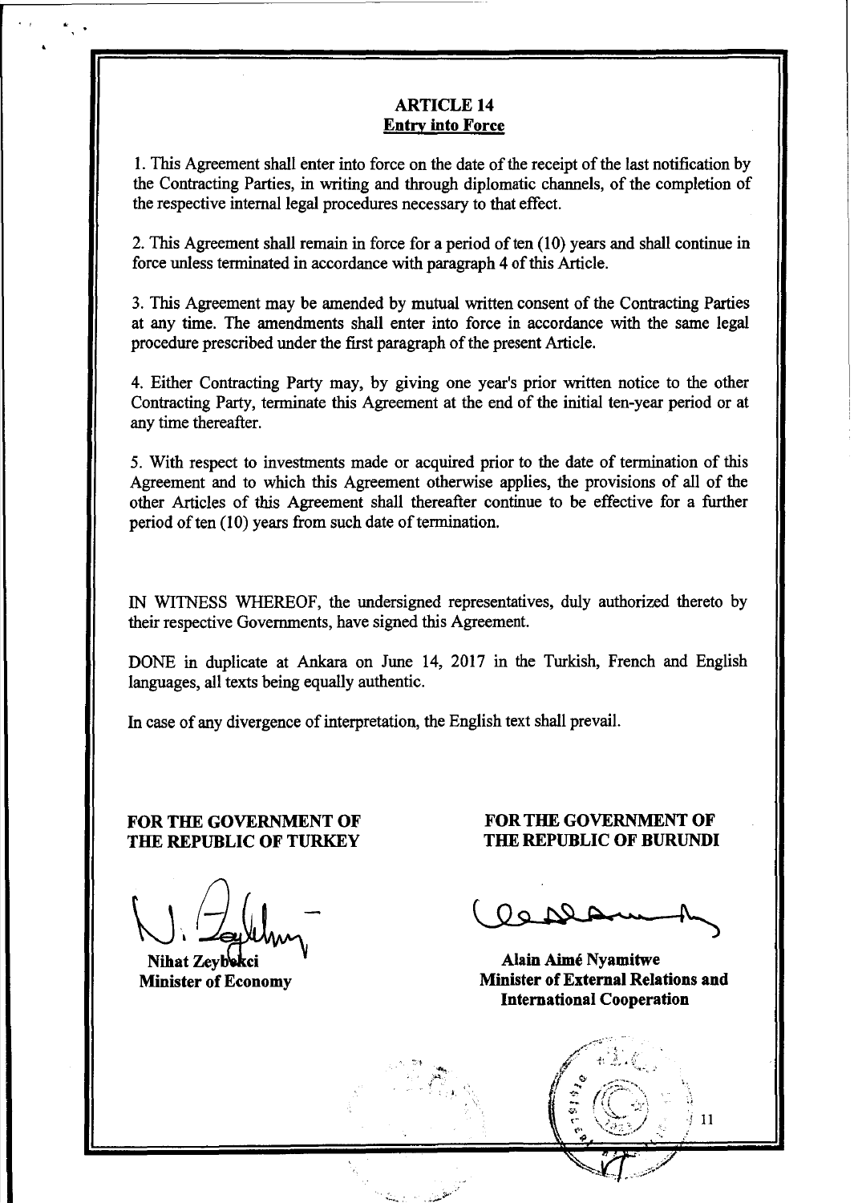## ARTICLE 14
**Entry into Force**

1. This Agreement shall enter into force on the date of the receipt of the last notification by the Contracting Parties, in writing and through diplomatic channels, of the completion of the respective internal legal procedures necessary to that effect.

2. This Agreement shall remain in force for a period of ten (10) years and shall continue in force unless terminated in accordance with paragraph 4 of this Article.

3. This Agreement may be amended by mutual written consent of the Contracting Parties at any time. The amendments shall enter into force in accordance with the same legal procedure prescribed under the first paragraph of the present Article.

4. Either Contracting Party may, by giving one year's prior written notice to the other Contracting Party, terminate this Agreement at the end of the initial ten-year period or at any time thereafter.

5. With respect to investments made or acquired prior to the date of termination of this Agreement and to which this Agreement otherwise applies, the provisions of all of the other Articles of this Agreement shall thereafter continue to be effective for a further period of ten (10) years from such date of termination.

IN WITNESS WHEREOF, the undersigned representatives, duly authorized thereto by their respective Governments, have signed this Agreement.

DONE in duplicate at Ankara on June 14, 2017 in the Turkish, French and English languages, all texts being equally authentic.

In case of any divergence of interpretation, the English text shall prevail.

**FOR THE GOVERNMENT OF THE REPUBLIC OF TURKEY**

**Nihat Zeybekci**
**Minister of Economy**

**FOR THE GOVERNMENT OF THE REPUBLIC OF BURUNDI**

**Alain Aimé Nyamitwe**
**Minister of External Relations and International Cooperation**